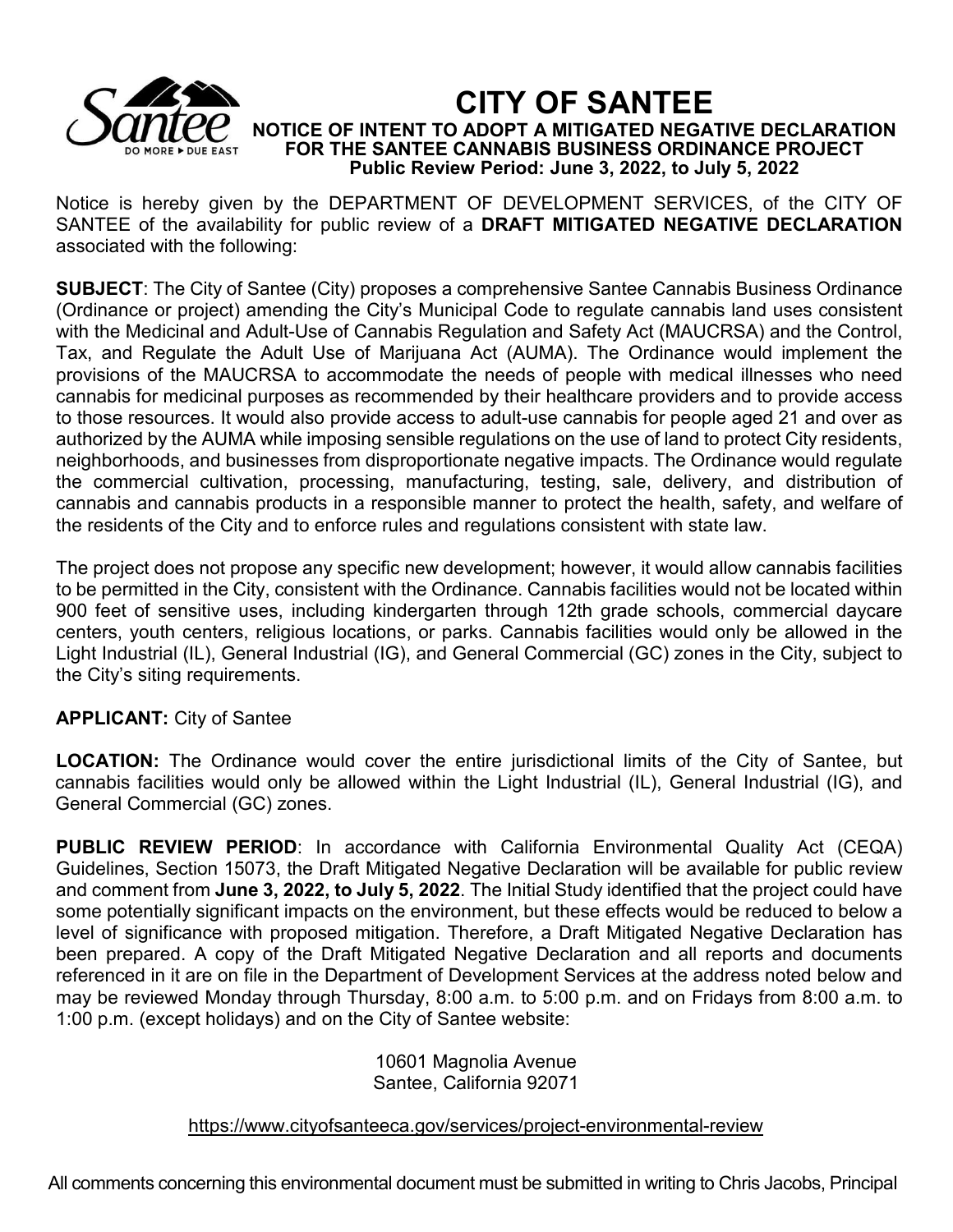# CITY OF SANTEE

**NOTICE OF INTENT TO ADOPT A MITIGATED NEGATIVE DECLARATION FOR THE SANTEE CANNABIS BUSINESS ORDINANCE PROJECT**

**Public Review Period: June 3, 2022, to July 5, 2022**

Notice is hereby given by the DEPARTMENT OF DEVELOPMENT SERVICES, of the CITY OF SANTEE of the availability for public review of a **DRAFT MITIGATED NEGATIVE DECLARATION** associated with the following:

**SUBJECT**: The City of Santee (City) proposes a comprehensive Santee Cannabis Business Ordinance (Ordinance or project) amending the City's Municipal Code to regulate cannabis land uses consistent with the Medicinal and Adult-Use of Cannabis Regulation and Safety Act (MAUCRSA) and the Control, Tax, and Regulate the Adult Use of Marijuana Act (AUMA). The Ordinance would implement the provisions of the MAUCRSA to accommodate the needs of people with medical illnesses who need cannabis for medicinal purposes as recommended by their healthcare providers and to provide access to those resources. It would also provide access to adult-use cannabis for people aged 21 and over as authorized by the AUMA while imposing sensible regulations on the use of land to protect City residents, neighborhoods, and businesses from disproportionate negative impacts. The Ordinance would regulate the commercial cultivation, processing, manufacturing, testing, sale, delivery, and distribution of cannabis and cannabis products in a responsible manner to protect the health, safety, and welfare of the residents of the City and to enforce rules and regulations consistent with state law.

The project does not propose any specific new development; however, it would allow cannabis facilities to be permitted in the City, consistent with the Ordinance. Cannabis facilities would not be located within 900 feet of sensitive uses, including kindergarten through 12th grade schools, commercial daycare centers, youth centers, religious locations, or parks. Cannabis facilities would only be allowed in the Light Industrial (IL), General Industrial (IG), and General Commercial (GC) zones in the City, subject to the City's siting requirements.

**APPLICANT:** City of Santee

**LOCATION:** The Ordinance would cover the entire jurisdictional limits of the City of Santee, but cannabis facilities would only be allowed within the Light Industrial (IL), General Industrial (IG), and General Commercial (GC) zones.

**PUBLIC REVIEW PERIOD**: In accordance with California Environmental Quality Act (CEQA) Guidelines, Section 15073, the Draft Mitigated Negative Declaration will be available for public review and comment from **June 3, 2022, to July 5, 2022**. The Initial Study identified that the project could have some potentially significant impacts on the environment, but these effects would be reduced to below a level of significance with proposed mitigation. Therefore, a Draft Mitigated Negative Declaration has been prepared. A copy of the Draft Mitigated Negative Declaration and all reports and documents referenced in it are on file in the Department of Development Services at the address noted below and may be reviewed Monday through Thursday, 8:00 a.m. to 5:00 p.m. and on Fridays from 8:00 a.m. to 1:00 p.m. (except holidays) and on the City of Santee website:

10601 Magnolia Avenue
Santee, California 92071

https://www.cityofsanteeca.gov/services/project-environmental-review

All comments concerning this environmental document must be submitted in writing to Chris Jacobs, Principal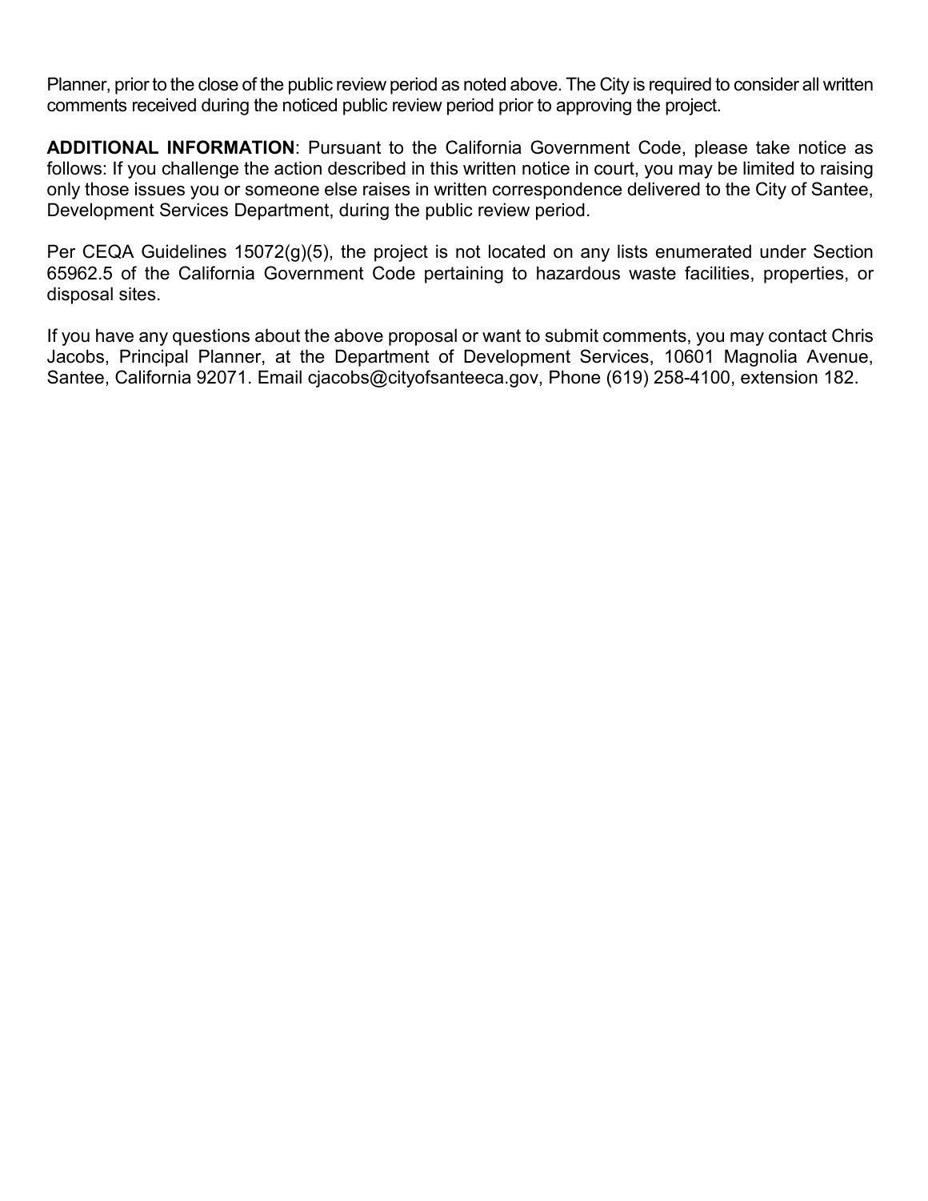Planner, prior to the close of the public review period as noted above. The City is required to consider all written comments received during the noticed public review period prior to approving the project.

**ADDITIONAL INFORMATION**: Pursuant to the California Government Code, please take notice as follows: If you challenge the action described in this written notice in court, you may be limited to raising only those issues you or someone else raises in written correspondence delivered to the City of Santee, Development Services Department, during the public review period.

Per CEQA Guidelines 15072(g)(5), the project is not located on any lists enumerated under Section 65962.5 of the California Government Code pertaining to hazardous waste facilities, properties, or disposal sites.

If you have any questions about the above proposal or want to submit comments, you may contact Chris Jacobs, Principal Planner, at the Department of Development Services, 10601 Magnolia Avenue, Santee, California 92071. Email cjacobs@cityofsanteeca.gov, Phone (619) 258-4100, extension 182.